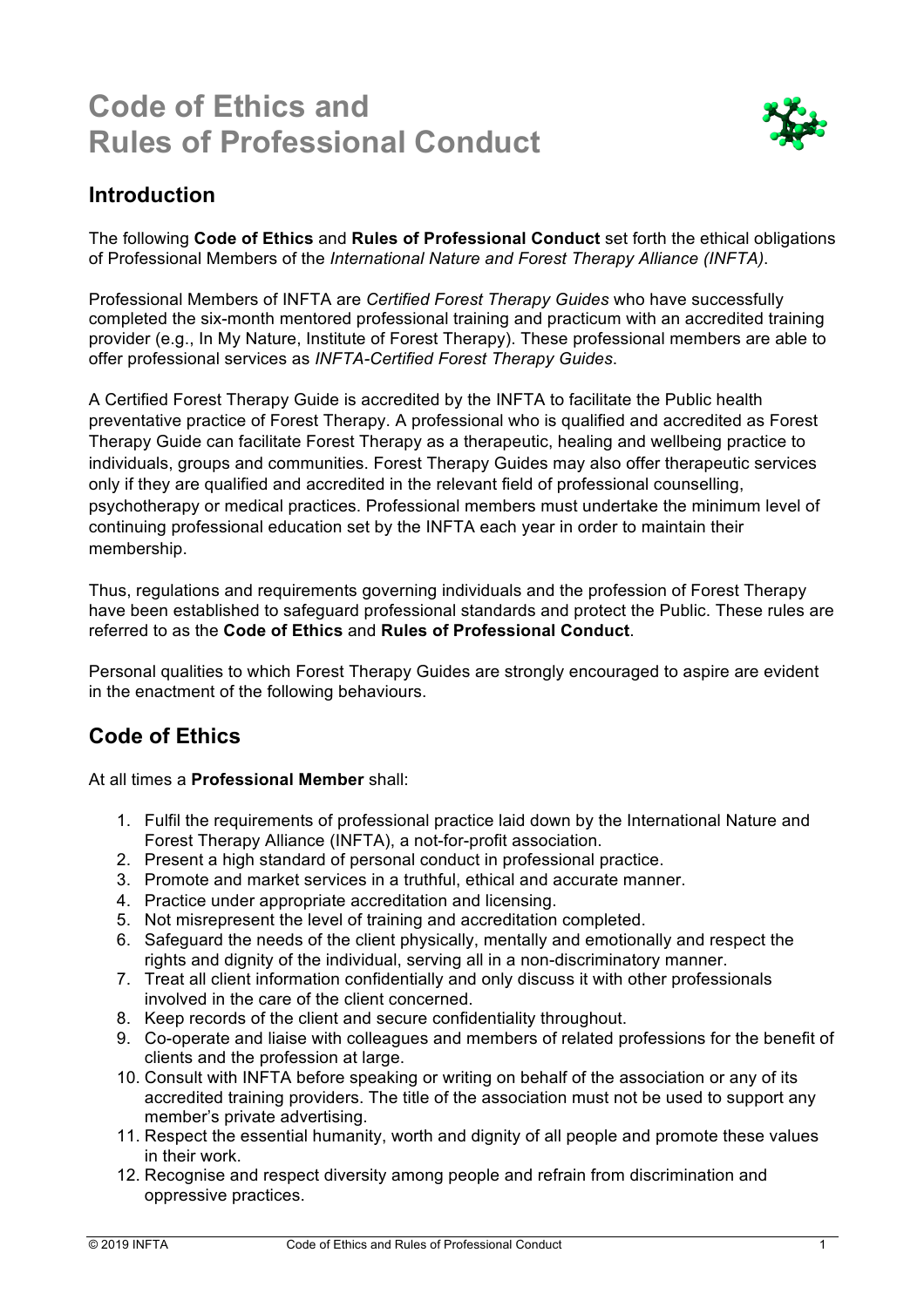# Code of Ethics and Rules of Professional Conduct

## Introduction

The following **Code of Ethics** and **Rules of Professional Conduct** set forth the ethical obligations of Professional Members of the *International Nature and Forest Therapy Alliance (INFTA)*.

Professional Members of INFTA are *Certified Forest Therapy Guides* who have successfully completed the six-month mentored professional training and practicum with an accredited training provider (e.g., In My Nature, Institute of Forest Therapy). These professional members are able to offer professional services as *INFTA-Certified Forest Therapy Guides*.

A Certified Forest Therapy Guide is accredited by the INFTA to facilitate the Public health preventative practice of Forest Therapy. A professional who is qualified and accredited as Forest Therapy Guide can facilitate Forest Therapy as a therapeutic, healing and wellbeing practice to individuals, groups and communities. Forest Therapy Guides may also offer therapeutic services only if they are qualified and accredited in the relevant field of professional counselling, psychotherapy or medical practices. Professional members must undertake the minimum level of continuing professional education set by the INFTA each year in order to maintain their membership.

Thus, regulations and requirements governing individuals and the profession of Forest Therapy have been established to safeguard professional standards and protect the Public. These rules are referred to as the **Code of Ethics** and **Rules of Professional Conduct**.

Personal qualities to which Forest Therapy Guides are strongly encouraged to aspire are evident in the enactment of the following behaviours.

## Code of Ethics

At all times a **Professional Member** shall:

1. Fulfil the requirements of professional practice laid down by the International Nature and Forest Therapy Alliance (INFTA), a not-for-profit association.
2. Present a high standard of personal conduct in professional practice.
3. Promote and market services in a truthful, ethical and accurate manner.
4. Practice under appropriate accreditation and licensing.
5. Not misrepresent the level of training and accreditation completed.
6. Safeguard the needs of the client physically, mentally and emotionally and respect the rights and dignity of the individual, serving all in a non-discriminatory manner.
7. Treat all client information confidentially and only discuss it with other professionals involved in the care of the client concerned.
8. Keep records of the client and secure confidentiality throughout.
9. Co-operate and liaise with colleagues and members of related professions for the benefit of clients and the profession at large.
10. Consult with INFTA before speaking or writing on behalf of the association or any of its accredited training providers. The title of the association must not be used to support any member's private advertising.
11. Respect the essential humanity, worth and dignity of all people and promote these values in their work.
12. Recognise and respect diversity among people and refrain from discrimination and oppressive practices.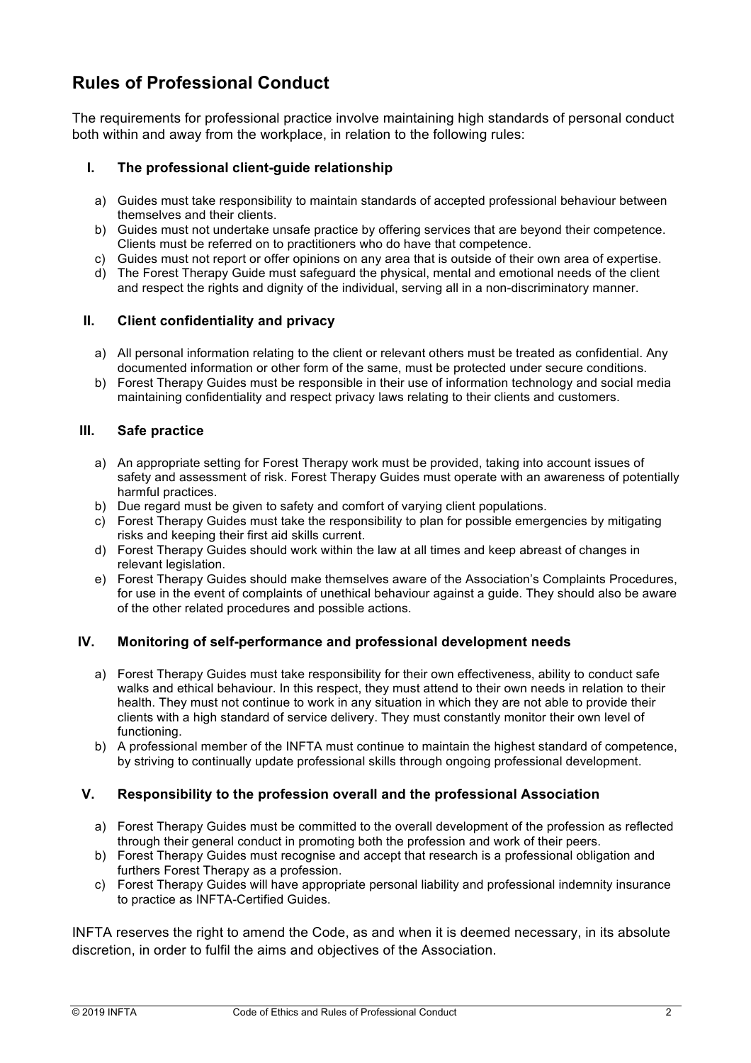## Rules of Professional Conduct

The requirements for professional practice involve maintaining high standards of personal conduct both within and away from the workplace, in relation to the following rules:

### I. The professional client-guide relationship

a) Guides must take responsibility to maintain standards of accepted professional behaviour between themselves and their clients.
b) Guides must not undertake unsafe practice by offering services that are beyond their competence. Clients must be referred on to practitioners who do have that competence.
c) Guides must not report or offer opinions on any area that is outside of their own area of expertise.
d) The Forest Therapy Guide must safeguard the physical, mental and emotional needs of the client and respect the rights and dignity of the individual, serving all in a non-discriminatory manner.

### II. Client confidentiality and privacy

a) All personal information relating to the client or relevant others must be treated as confidential. Any documented information or other form of the same, must be protected under secure conditions.
b) Forest Therapy Guides must be responsible in their use of information technology and social media maintaining confidentiality and respect privacy laws relating to their clients and customers.

### III. Safe practice

a) An appropriate setting for Forest Therapy work must be provided, taking into account issues of safety and assessment of risk. Forest Therapy Guides must operate with an awareness of potentially harmful practices.
b) Due regard must be given to safety and comfort of varying client populations.
c) Forest Therapy Guides must take the responsibility to plan for possible emergencies by mitigating risks and keeping their first aid skills current.
d) Forest Therapy Guides should work within the law at all times and keep abreast of changes in relevant legislation.
e) Forest Therapy Guides should make themselves aware of the Association's Complaints Procedures, for use in the event of complaints of unethical behaviour against a guide. They should also be aware of the other related procedures and possible actions.

### IV. Monitoring of self-performance and professional development needs

a) Forest Therapy Guides must take responsibility for their own effectiveness, ability to conduct safe walks and ethical behaviour. In this respect, they must attend to their own needs in relation to their health. They must not continue to work in any situation in which they are not able to provide their clients with a high standard of service delivery. They must constantly monitor their own level of functioning.
b) A professional member of the INFTA must continue to maintain the highest standard of competence, by striving to continually update professional skills through ongoing professional development.

### V. Responsibility to the profession overall and the professional Association

a) Forest Therapy Guides must be committed to the overall development of the profession as reflected through their general conduct in promoting both the profession and work of their peers.
b) Forest Therapy Guides must recognise and accept that research is a professional obligation and furthers Forest Therapy as a profession.
c) Forest Therapy Guides will have appropriate personal liability and professional indemnity insurance to practice as INFTA-Certified Guides.

INFTA reserves the right to amend the Code, as and when it is deemed necessary, in its absolute discretion, in order to fulfil the aims and objectives of the Association.